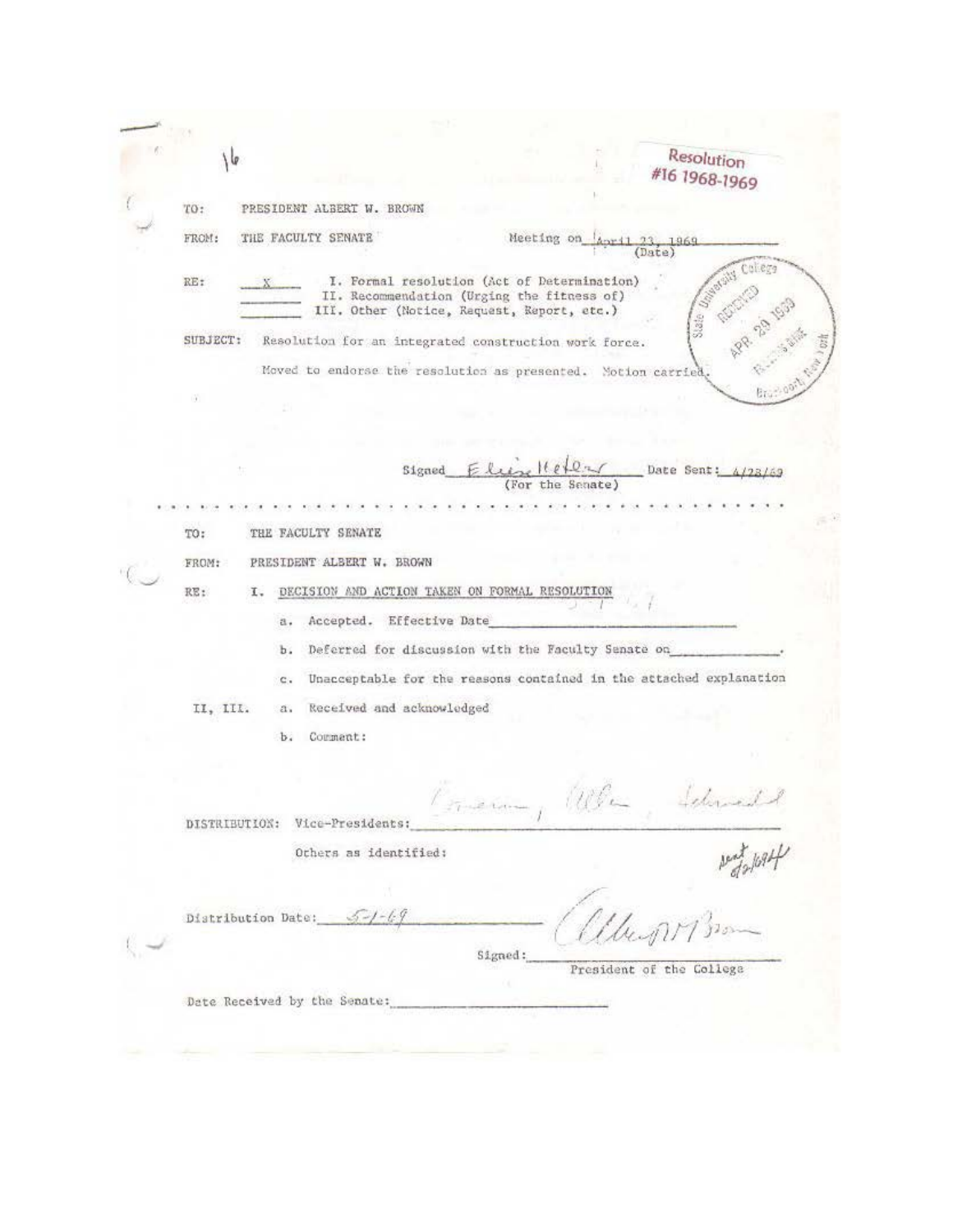16

Resolution #16 1968-1969

TO: PRESIDENT ALBERT W. BROWN

FROM: THE FACULTY SENATE

Meeting on April 23, 1969 (Date)

RE:

X I. Formal resolution (Act of Determination)

___ II. Recommendation (Urging the fitness of)

___ III. Other (Notice, Request, Report, etc.)

State University College RECEIVED APR 29 1969 Brockport, New York

SUBJECT: Resolution for an integrated construction work force.

Moved to endorse the resolution as presented. Motion carried.

Signed Eliza Heller (For the Senate) Date Sent: 4/28/69

. . . . . . . . . . . . . . . . . . . . . . . . . . . . . . . . . . . . . . . . . .

TO: THE FACULTY SENATE

FROM: PRESIDENT ALBERT W. BROWN

RE: I. DECISION AND ACTION TAKEN ON FORMAL RESOLUTION

a. Accepted. Effective Date ______________

b. Deferred for discussion with the Faculty Senate on ______________.

c. Unacceptable for the reasons contained in the attached explanation

II, III. a. Received and acknowledged

b. Comment:

DISTRIBUTION: Vice-Presidents: Cameron, Allen, Schmidt

Others as identified: sent 4/30/69

Distribution Date: 5-1-69

Signed: Albert W. Brown
President of the College

Date Received by the Senate: ______________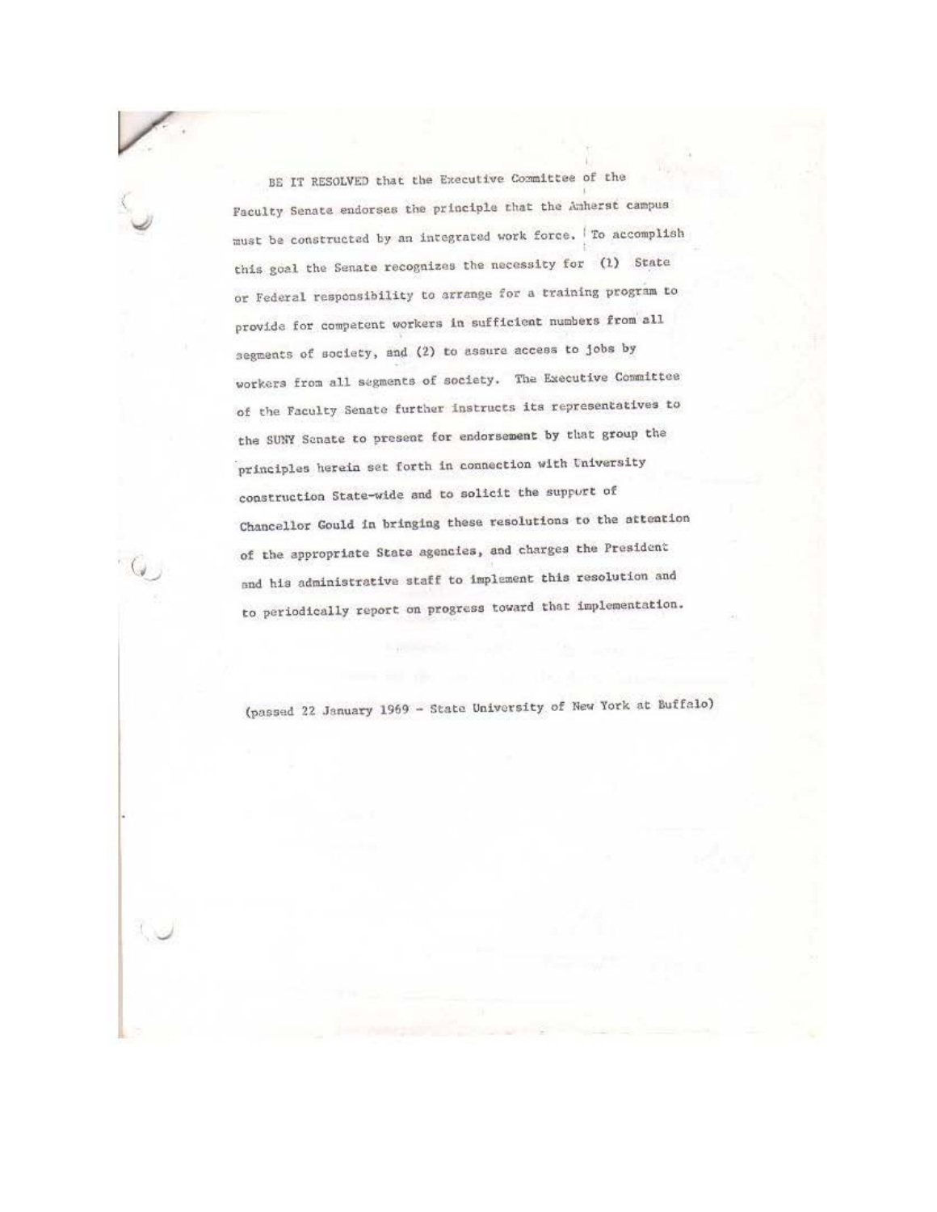BE IT RESOLVED that the Executive Committee of the Faculty Senate endorses the principle that the Amherst campus must be constructed by an integrated work force. To accomplish this goal the Senate recognizes the necessity for (1) State or Federal responsibility to arrange for a training program to provide for competent workers in sufficient numbers from all segments of society, and (2) to assure access to jobs by workers from all segments of society. The Executive Committee of the Faculty Senate further instructs its representatives to the SUNY Senate to present for endorsement by that group the principles herein set forth in connection with University construction State-wide and to solicit the support of Chancellor Gould in bringing these resolutions to the attention of the appropriate State agencies, and charges the President and his administrative staff to implement this resolution and to periodically report on progress toward that implementation.

(passed 22 January 1969 - State University of New York at Buffalo)